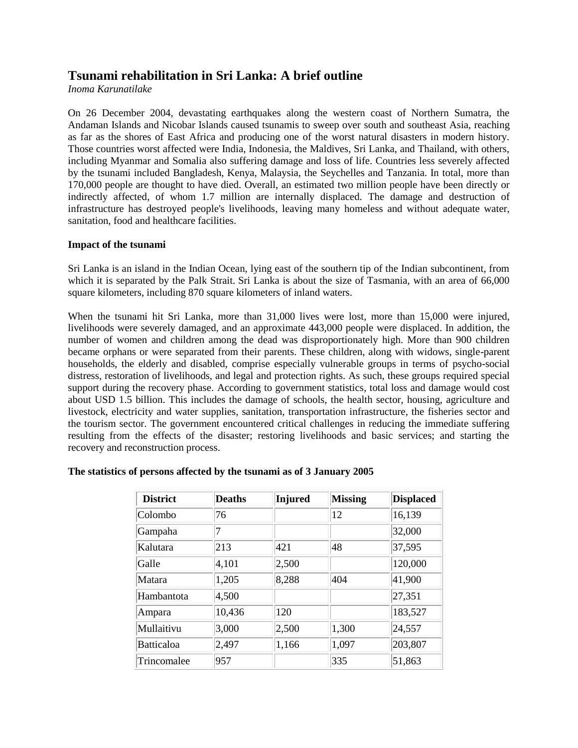# Tsunami rehabilitation in Sri Lanka: A brief outline

*Inoma Karunatilake*

On 26 December 2004, devastating earthquakes along the western coast of Northern Sumatra, the Andaman Islands and Nicobar Islands caused tsunamis to sweep over south and southeast Asia, reaching as far as the shores of East Africa and producing one of the worst natural disasters in modern history. Those countries worst affected were India, Indonesia, the Maldives, Sri Lanka, and Thailand, with others, including Myanmar and Somalia also suffering damage and loss of life. Countries less severely affected by the tsunami included Bangladesh, Kenya, Malaysia, the Seychelles and Tanzania. In total, more than 170,000 people are thought to have died. Overall, an estimated two million people have been directly or indirectly affected, of whom 1.7 million are internally displaced. The damage and destruction of infrastructure has destroyed people's livelihoods, leaving many homeless and without adequate water, sanitation, food and healthcare facilities.

**Impact of the tsunami**

Sri Lanka is an island in the Indian Ocean, lying east of the southern tip of the Indian subcontinent, from which it is separated by the Palk Strait. Sri Lanka is about the size of Tasmania, with an area of 66,000 square kilometers, including 870 square kilometers of inland waters.

When the tsunami hit Sri Lanka, more than 31,000 lives were lost, more than 15,000 were injured, livelihoods were severely damaged, and an approximate 443,000 people were displaced. In addition, the number of women and children among the dead was disproportionately high. More than 900 children became orphans or were separated from their parents. These children, along with widows, single-parent households, the elderly and disabled, comprise especially vulnerable groups in terms of psycho-social distress, restoration of livelihoods, and legal and protection rights. As such, these groups required special support during the recovery phase. According to government statistics, total loss and damage would cost about USD 1.5 billion. This includes the damage of schools, the health sector, housing, agriculture and livestock, electricity and water supplies, sanitation, transportation infrastructure, the fisheries sector and the tourism sector. The government encountered critical challenges in reducing the immediate suffering resulting from the effects of the disaster; restoring livelihoods and basic services; and starting the recovery and reconstruction process.

**The statistics of persons affected by the tsunami as of 3 January 2005**

| District | Deaths | Injured | Missing | Displaced |
|---|---|---|---|---|
| Colombo | 76 | | 12 | 16,139 |
| Gampaha | 7 | | | 32,000 |
| Kalutara | 213 | 421 | 48 | 37,595 |
| Galle | 4,101 | 2,500 | | 120,000 |
| Matara | 1,205 | 8,288 | 404 | 41,900 |
| Hambantota | 4,500 | | | 27,351 |
| Ampara | 10,436 | 120 | | 183,527 |
| Mullaitivu | 3,000 | 2,500 | 1,300 | 24,557 |
| Batticaloa | 2,497 | 1,166 | 1,097 | 203,807 |
| Trincomalee | 957 | | 335 | 51,863 |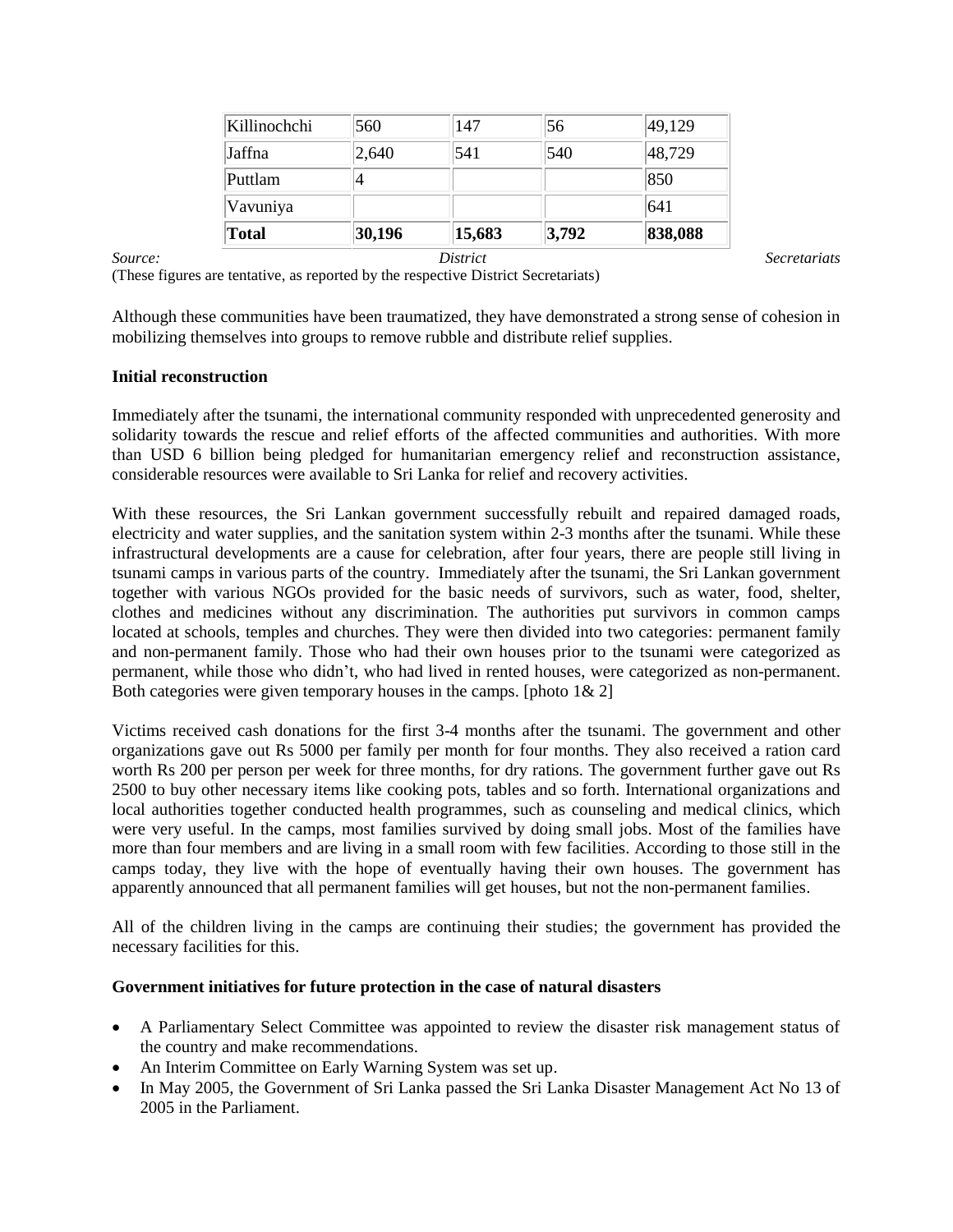| Killinochchi | 560 | 147 | 56 | 49,129 |
|---|---|---|---|---|
| Jaffna | 2,640 | 541 | 540 | 48,729 |
| Puttlam | 4 | | | 850 |
| Vavuniya | | | | 641 |
| **Total** | **30,196** | **15,683** | **3,792** | **838,088** |

*Source: District Secretariats*

(These figures are tentative, as reported by the respective District Secretariats)

Although these communities have been traumatized, they have demonstrated a strong sense of cohesion in mobilizing themselves into groups to remove rubble and distribute relief supplies.

**Initial reconstruction**

Immediately after the tsunami, the international community responded with unprecedented generosity and solidarity towards the rescue and relief efforts of the affected communities and authorities. With more than USD 6 billion being pledged for humanitarian emergency relief and reconstruction assistance, considerable resources were available to Sri Lanka for relief and recovery activities.

With these resources, the Sri Lankan government successfully rebuilt and repaired damaged roads, electricity and water supplies, and the sanitation system within 2-3 months after the tsunami. While these infrastructural developments are a cause for celebration, after four years, there are people still living in tsunami camps in various parts of the country. Immediately after the tsunami, the Sri Lankan government together with various NGOs provided for the basic needs of survivors, such as water, food, shelter, clothes and medicines without any discrimination. The authorities put survivors in common camps located at schools, temples and churches. They were then divided into two categories: permanent family and non-permanent family. Those who had their own houses prior to the tsunami were categorized as permanent, while those who didn't, who had lived in rented houses, were categorized as non-permanent. Both categories were given temporary houses in the camps. [photo 1& 2]

Victims received cash donations for the first 3-4 months after the tsunami. The government and other organizations gave out Rs 5000 per family per month for four months. They also received a ration card worth Rs 200 per person per week for three months, for dry rations. The government further gave out Rs 2500 to buy other necessary items like cooking pots, tables and so forth. International organizations and local authorities together conducted health programmes, such as counseling and medical clinics, which were very useful. In the camps, most families survived by doing small jobs. Most of the families have more than four members and are living in a small room with few facilities. According to those still in the camps today, they live with the hope of eventually having their own houses. The government has apparently announced that all permanent families will get houses, but not the non-permanent families.

All of the children living in the camps are continuing their studies; the government has provided the necessary facilities for this.

**Government initiatives for future protection in the case of natural disasters**

- A Parliamentary Select Committee was appointed to review the disaster risk management status of the country and make recommendations.
- An Interim Committee on Early Warning System was set up.
- In May 2005, the Government of Sri Lanka passed the Sri Lanka Disaster Management Act No 13 of 2005 in the Parliament.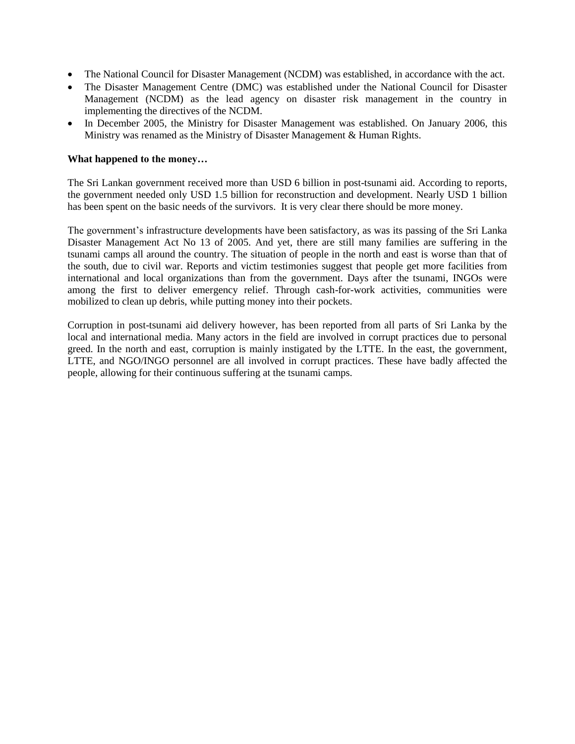- The National Council for Disaster Management (NCDM) was established, in accordance with the act.
- The Disaster Management Centre (DMC) was established under the National Council for Disaster Management (NCDM) as the lead agency on disaster risk management in the country in implementing the directives of the NCDM.
- In December 2005, the Ministry for Disaster Management was established. On January 2006, this Ministry was renamed as the Ministry of Disaster Management & Human Rights.

**What happened to the money…**

The Sri Lankan government received more than USD 6 billion in post-tsunami aid. According to reports, the government needed only USD 1.5 billion for reconstruction and development. Nearly USD 1 billion has been spent on the basic needs of the survivors. It is very clear there should be more money.

The government's infrastructure developments have been satisfactory, as was its passing of the Sri Lanka Disaster Management Act No 13 of 2005. And yet, there are still many families are suffering in the tsunami camps all around the country. The situation of people in the north and east is worse than that of the south, due to civil war. Reports and victim testimonies suggest that people get more facilities from international and local organizations than from the government. Days after the tsunami, INGOs were among the first to deliver emergency relief. Through cash-for-work activities, communities were mobilized to clean up debris, while putting money into their pockets.

Corruption in post-tsunami aid delivery however, has been reported from all parts of Sri Lanka by the local and international media. Many actors in the field are involved in corrupt practices due to personal greed. In the north and east, corruption is mainly instigated by the LTTE. In the east, the government, LTTE, and NGO/INGO personnel are all involved in corrupt practices. These have badly affected the people, allowing for their continuous suffering at the tsunami camps.